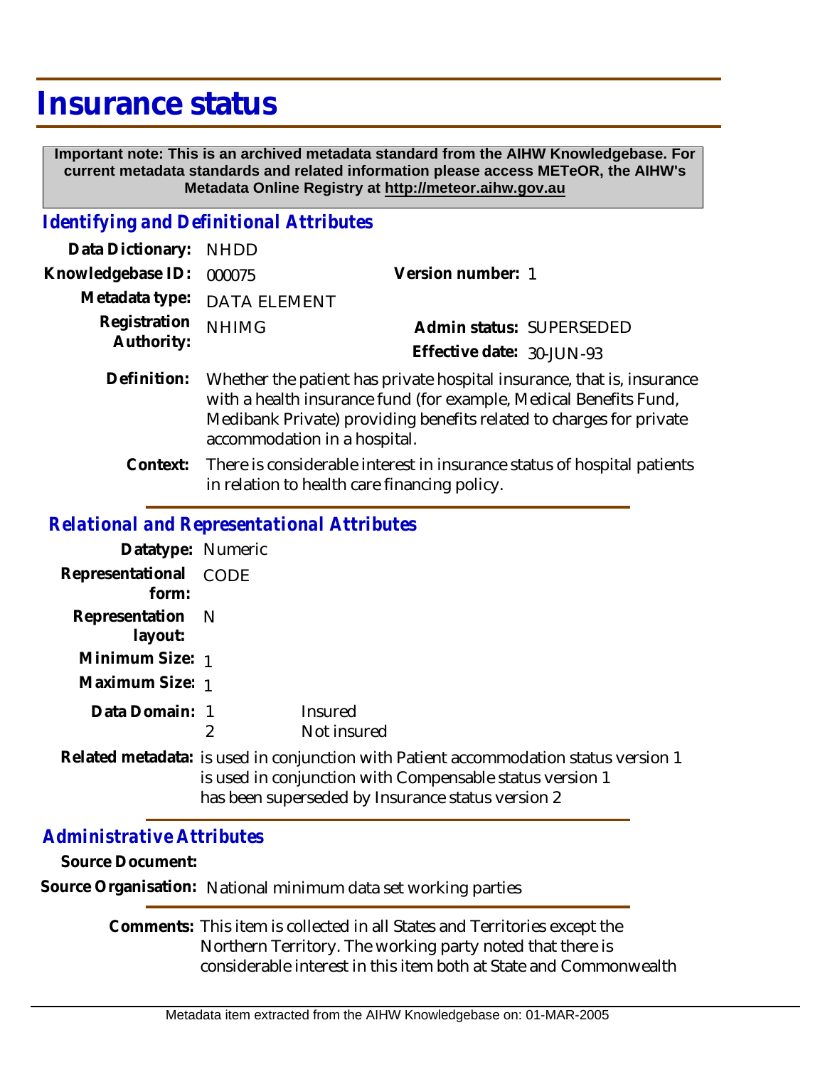# Insurance status

**Important note: This is an archived metadata standard from the AIHW Knowledgebase. For current metadata standards and related information please access METeOR, the AIHW's Metadata Online Registry at http://meteor.aihw.gov.au**

## *Identifying and Definitional Attributes*

**Data Dictionary:** NHDD

**Knowledgebase ID:** 000075

**Version number:** 1

**Metadata type:** DATA ELEMENT

**Registration Authority:** NHIMG

**Admin status:** SUPERSEDED

**Effective date:** 30-JUN-93

**Definition:** Whether the patient has private hospital insurance, that is, insurance with a health insurance fund (for example, Medical Benefits Fund, Medibank Private) providing benefits related to charges for private accommodation in a hospital.

**Context:** There is considerable interest in insurance status of hospital patients in relation to health care financing policy.

## *Relational and Representational Attributes*

**Datatype:** Numeric

**Representational form:** CODE

**Representation layout:** N

**Minimum Size:** 1

**Maximum Size:** 1

**Data Domain:**

| | |
|---|---|
| 1 | Insured |
| 2 | Not insured |

**Related metadata:** is used in conjunction with Patient accommodation status version 1
is used in conjunction with Compensable status version 1
has been superseded by Insurance status version 2

## *Administrative Attributes*

**Source Document:**

**Source Organisation:** National minimum data set working parties

**Comments:** This item is collected in all States and Territories except the Northern Territory. The working party noted that there is considerable interest in this item both at State and Commonwealth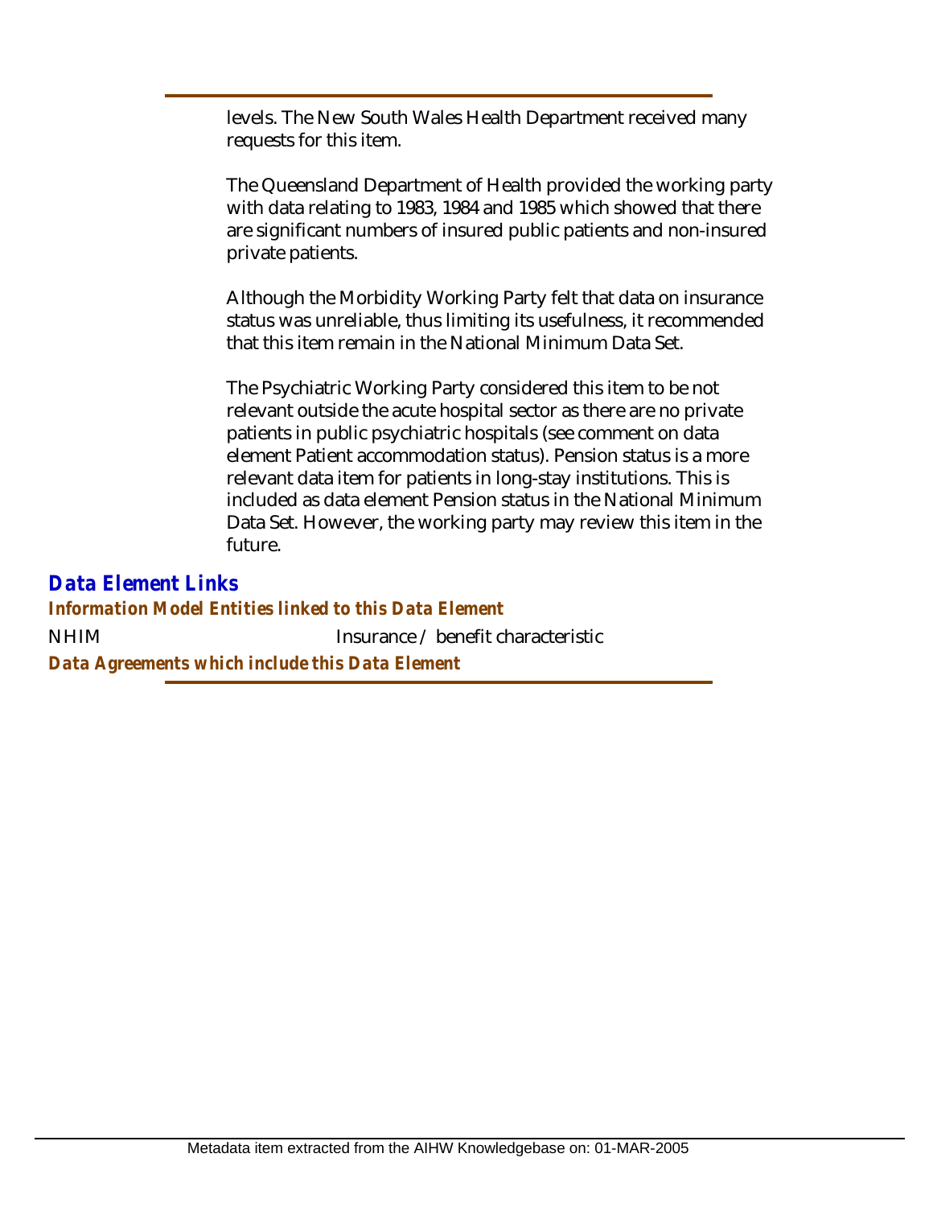levels. The New South Wales Health Department received many requests for this item.

The Queensland Department of Health provided the working party with data relating to 1983, 1984 and 1985 which showed that there are significant numbers of insured public patients and non-insured private patients.

Although the Morbidity Working Party felt that data on insurance status was unreliable, thus limiting its usefulness, it recommended that this item remain in the National Minimum Data Set.

The Psychiatric Working Party considered this item to be not relevant outside the acute hospital sector as there are no private patients in public psychiatric hospitals (see comment on data element Patient accommodation status). Pension status is a more relevant data item for patients in long-stay institutions. This is included as data element Pension status in the National Minimum Data Set. However, the working party may review this item in the future.

## Data Element Links

### Information Model Entities linked to this Data Element

| | |
|---|---|
| NHIM | Insurance / benefit characteristic |

### Data Agreements which include this Data Element

Metadata item extracted from the AIHW Knowledgebase on: 01-MAR-2005